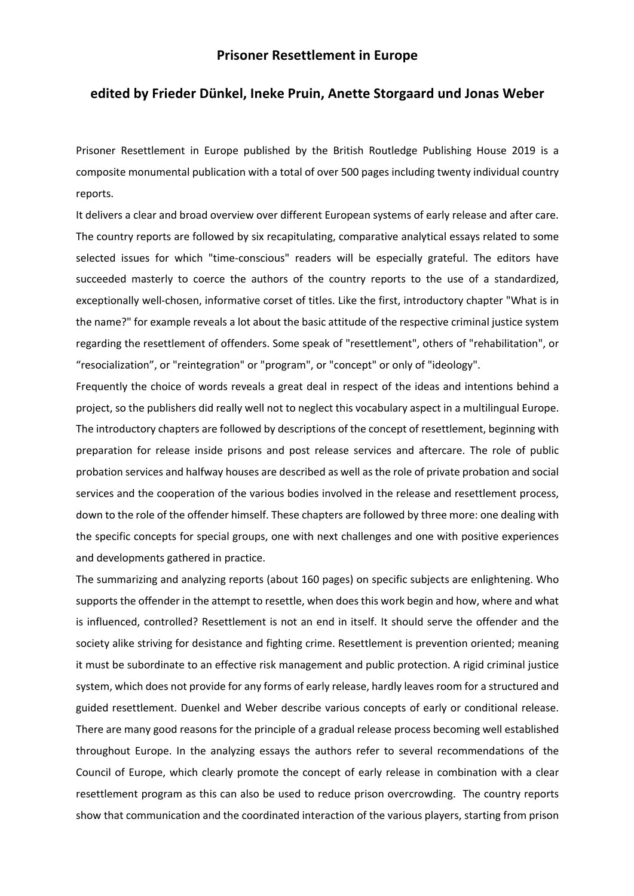# Prisoner Resettlement in Europe

## edited by Frieder Dünkel, Ineke Pruin, Anette Storgaard und Jonas Weber

Prisoner Resettlement in Europe published by the British Routledge Publishing House 2019 is a composite monumental publication with a total of over 500 pages including twenty individual country reports.

It delivers a clear and broad overview over different European systems of early release and after care. The country reports are followed by six recapitulating, comparative analytical essays related to some selected issues for which "time-conscious" readers will be especially grateful. The editors have succeeded masterly to coerce the authors of the country reports to the use of a standardized, exceptionally well-chosen, informative corset of titles. Like the first, introductory chapter "What is in the name?" for example reveals a lot about the basic attitude of the respective criminal justice system regarding the resettlement of offenders. Some speak of "resettlement", others of "rehabilitation", or "resocialization", or "reintegration" or "program", or "concept" or only of "ideology".

Frequently the choice of words reveals a great deal in respect of the ideas and intentions behind a project, so the publishers did really well not to neglect this vocabulary aspect in a multilingual Europe. The introductory chapters are followed by descriptions of the concept of resettlement, beginning with preparation for release inside prisons and post release services and aftercare. The role of public probation services and halfway houses are described as well as the role of private probation and social services and the cooperation of the various bodies involved in the release and resettlement process, down to the role of the offender himself. These chapters are followed by three more: one dealing with the specific concepts for special groups, one with next challenges and one with positive experiences and developments gathered in practice.

The summarizing and analyzing reports (about 160 pages) on specific subjects are enlightening. Who supports the offender in the attempt to resettle, when does this work begin and how, where and what is influenced, controlled? Resettlement is not an end in itself. It should serve the offender and the society alike striving for desistance and fighting crime. Resettlement is prevention oriented; meaning it must be subordinate to an effective risk management and public protection. A rigid criminal justice system, which does not provide for any forms of early release, hardly leaves room for a structured and guided resettlement. Duenkel and Weber describe various concepts of early or conditional release. There are many good reasons for the principle of a gradual release process becoming well established throughout Europe. In the analyzing essays the authors refer to several recommendations of the Council of Europe, which clearly promote the concept of early release in combination with a clear resettlement program as this can also be used to reduce prison overcrowding. The country reports show that communication and the coordinated interaction of the various players, starting from prison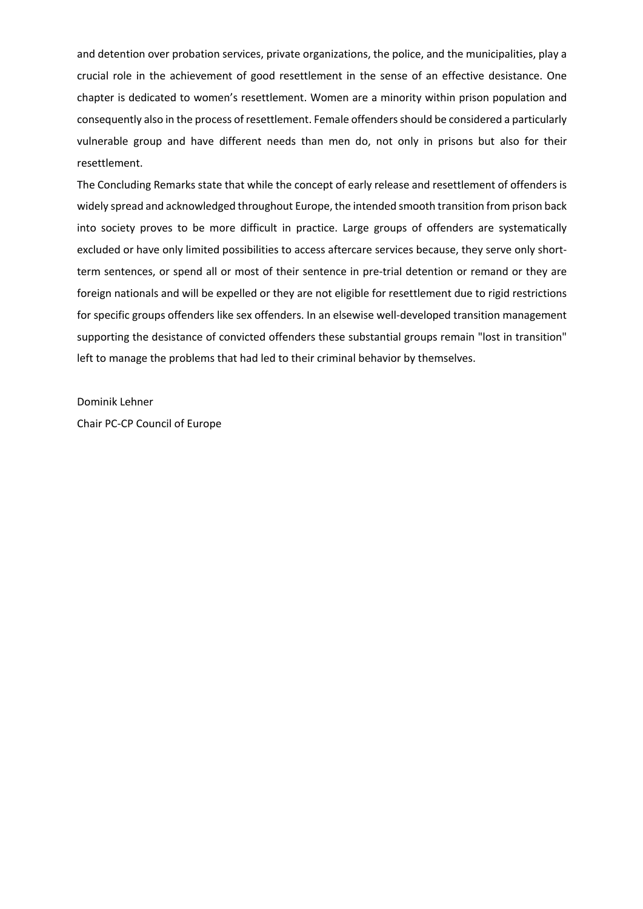and detention over probation services, private organizations, the police, and the municipalities, play a crucial role in the achievement of good resettlement in the sense of an effective desistance. One chapter is dedicated to women's resettlement. Women are a minority within prison population and consequently also in the process of resettlement. Female offenders should be considered a particularly vulnerable group and have different needs than men do, not only in prisons but also for their resettlement.

The Concluding Remarks state that while the concept of early release and resettlement of offenders is widely spread and acknowledged throughout Europe, the intended smooth transition from prison back into society proves to be more difficult in practice. Large groups of offenders are systematically excluded or have only limited possibilities to access aftercare services because, they serve only short-term sentences, or spend all or most of their sentence in pre-trial detention or remand or they are foreign nationals and will be expelled or they are not eligible for resettlement due to rigid restrictions for specific groups offenders like sex offenders. In an elsewise well-developed transition management supporting the desistance of convicted offenders these substantial groups remain "lost in transition" left to manage the problems that had led to their criminal behavior by themselves.

Dominik Lehner
Chair PC-CP Council of Europe